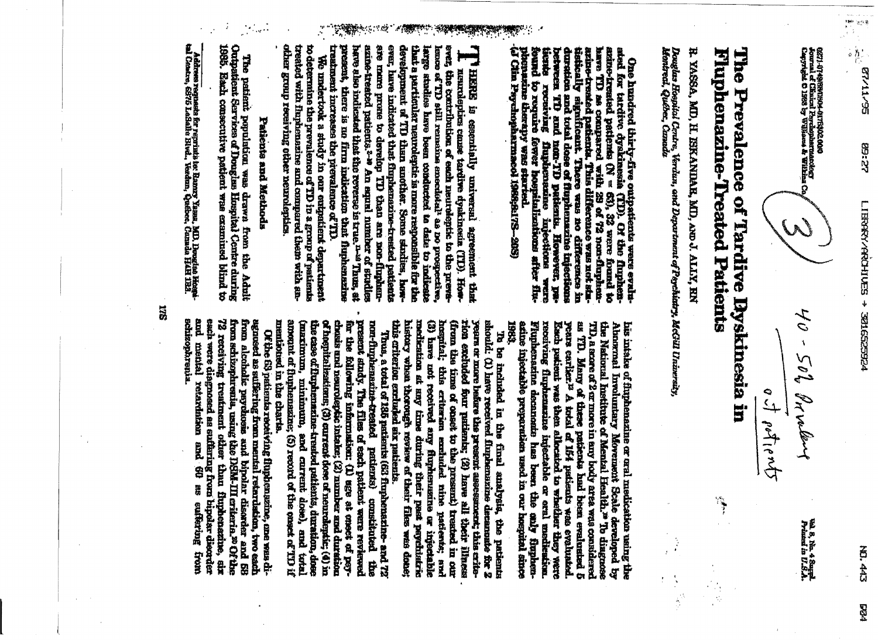# The Prevalence of Tardive Dyskinesia in Fluphenazine-Treated Patients

R. YASSA, MD, H. ISKANDAR, MD, AND J. ALLY, RN

*Douglas Hospital Centre, Verdun, and Department of Psychiatry, McGill University, Montreal, Québec, Canada*

One hundred thirty-five outpatients were evaluated for tardive dyskinesia (TD). Of the fluphenazine-treated patients (N = 63), 32 were found to have TD as compared with 29 of 72 non-fluphenazine-treated patients. This difference was not statistically significant. There was no difference in duration and total dose of fluphenazine injections between TD and non-TD patients. However, patients receiving fluphenazine injections were found to require fewer hospitalizations after fluphenazine therapy was started.

(*J Clin Psychopharmacol* 1988;8:17S–20S)

There is essentially universal agreement that neuroleptics cause tardive dyskinesia (TD). However, the contribution of each neuroleptic to the prevalence of TD still remains anecdotal[1] as no prospective, large studies have been conducted to date to indicate that a particular neuroleptic is more responsible for the development of TD than another. Some studies, however, have indicated that fluphenazine-treated patients are more prone to develop TD than are non-fluphenazine-treated patients.[2-10] An equal number of studies have also indicated that the reverse is true.[11-18] Thus, at present, there is no firm indication that fluphenazine treatment increases the prevalence of TD.

We undertook a study in our outpatient department to determine the prevalence of TD in a group of patients treated with fluphenazine and compared them with another group receiving other neuroleptics.

## Patients and Methods

The patient population was drawn from the Adult Outpatient Services of Douglas Hospital Centre during 1985. Each consecutive patient was examined blind to his intake of fluphenazine or oral medication using the Abnormal Involuntary Movement Scale developed by the National Institute of Mental Health.[19] To diagnose TD, a score of 2 or more in any body area was considered as TD. Many of these patients had been evaluated 5 years earlier.[20] A total of 154 patients was evaluated. Each patient was then allocated to whether they were receiving fluphenazine injectable or oral medication. Fluphenazine decanoate has been the only fluphenazine injectable preparation used in our hospital since 1983.

To be included in the final analysis, the patients should: (1) have received fluphenazine decanoate for 2 years or more before the present assessment; this criterion excluded four patients; (2) have all their illness (from the time of onset to the present) treated in our hospital; this criterion excluded nine patients; and (3) have not received any fluphenazine or injectable medication at any time during their past psychiatric history when thorough review of their files was done; this criterion excluded six patients.

Thus, a total of 135 patients (63 fluphenazine- and 72 non-fluphenazine-treated patients) constituted the present study. The files of each patient were reviewed for the following information: (1) age at onset of psychosis and neuroleptic intake; (2) number and duration of hospitalizations; (3) current dose of neuroleptic; (4) in the case of fluphenazine-treated patients, duration, dose (maximum, minimum, and current dose), and total amount of fluphenazine; (5) record of the onset of TD if mentioned in the charts.

Of the 63 patients receiving fluphenazine, one was diagnosed as suffering from mental retardation, two each from alcoholic psychosis and bipolar disorder and 58 from schizophrenia, using the DSM-III criteria.[21] Of the 72 receiving treatment other than fluphenazine, six each were diagnosed as suffering from bipolar disorder and mental retardation and 60 as suffering from schizophrenia.

---

Address requests for reprints to: Ramzy Yassa, MD, Douglas Hospital Centre, 6875 LaSalle Blvd., Verdun, Québec, Canada H4H 1R3.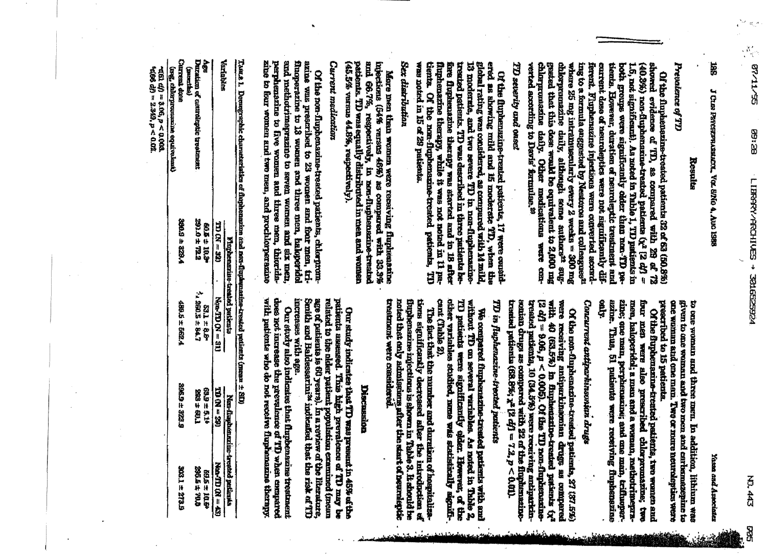## Results

### Prevalence of TD

Of the fluphenazine-treated patients 32 of 63 (50.8%) showed evidence of TD, as compared with 29 of 72 (40.3%) non-fluphenazine-treated patients ($\chi^2$ [2 df] = 1.5, not significant). As noted in Table 1, TD patients in both groups were significantly older than non-TD patients. However, duration of neuroleptic treatment and current dose of neuroleptics were not significantly different. Fluphenazine injections were converted according to a formula suggested by Nestoros and colleagues[21] where 25 mg intramuscularly every 2 weeks = 300 mg chlorpromazine daily, although some authors[22] suggested that this dose would be equivalent to 2,000 mg chlorpromazine daily. Other medications were converted according to Davis' formulae.[23]

### TD severity and onset

Of the fluphenazine-treated patients, 17 were considered as showing mild and 15 moderate TD, when the global rating was considered, as compared with 14 mild, 13 moderate, and two severe TD in non-fluphenazine-treated patients. TD was described in three patients before fluphenazine therapy was started and in 18 after fluphenazine therapy, while it was not noted in 11 patients. Of the non-fluphenazine-treated patients, TD was noted in 15 of 29 patients.

### Sex distribution

More men than women were receiving fluphenazine injections (54% versus 46%) as compared with 33.3% and 66.7%, respectively, in non-fluphenazine-treated patients. TD was equally distributed in men and women (45.5% versus 44.8%, respectively).

### Current medication

Of the non-fluphenazine-treated patients, chlorpromazine was prescribed to 23 women and four men, trifluoperazine to 13 women and three men, haloperidol and methotrimeprazine to seven women and six men, perphenazine to five women and three men, thioridazine to four women and two men, and prochlorperazine to one woman and three men. In addition, lithium was given to one woman and two men and carbamazepine to one woman and one man. Two or more neuroleptics were prescribed to 15 patients.

Of the fluphenazine-treated patients, two women and four men were also prescribed chlorpromazine; two men, haloperidol; a man and a woman, methotrimeprazine; one man, perphenazine; and one man, trifluoperazine. Thus, 51 patients were receiving fluphenazine only.

### Concurrent antiparkinsonian drugs

Of the non-fluphenazine-treated patients, 27 (37.5%) were receiving antiparkinsonian drugs as compared with 40 (63.5%) in fluphenazine-treated patients ($\chi^2$ [2 df] = 9.06, $p < 0.005$). Of the TD non-fluphenazine-treated patients, 10 (34.5%) were receiving antiparkinsonian drugs as compared with 22 of the fluphenazine-treated patients (68.8%; $\chi^2$ [2 df] = 7.2, $p < 0.01$).

### TD in fluphenazine-treated patients

We compared fluphenazine-treated patients with and without TD on several variables. As noted in Table 2, TD patients were significantly older. However, of the other variables studied, none was statistically significant (Table 2).

The fact that the number and duration of hospitalizations significantly decreased after the introduction of fluphenazine injections is shown in Table 3. It should be noted that only admissions after the start of neuroleptic treatment were considered.

## Discussion

Our study indicates that TD was present in 45% of the patients assessed. This high prevalence of TD may be related to the older patient population examined (mean age of patients is 60 years). In a review of the literature, Smith and Baldessarini[24] indicated that the risk of TD increases with age.

Our study also indicates that fluphenazine treatment does not increase the prevalence of TD when compared with patients who do not receive fluphenazine therapy.

TABLE 1. Demographic characteristics of fluphenazine and non-fluphenazine-treated patients (mean ± SD)

| Variables | Fluphenazine-treated patients | | Non-fluphenazine-treated patients | |
|---|---|---|---|---|
| | TD (N = 32) | Non-TD (N = 31) | TD (N = 29) | Non-TD (N = 43) |
| Age | 60.5 ± 10.3[a] | 53.1 ± 8.5[a] | 63.9 ± 5.1[b] | 59.5 ± 10.6[b] |
| Duration of neuroleptic treatment (months) | 291.0 ± 72.2 | 260.5 ± 84.7 | 283 ± 60.1 | 295.5 ± 70.0 |
| Current dose (mg, chlorpromazine equivalent) | 390.9 ± 328.4 | 480.5 ± 662.4 | 396.9 ± 323.9 | 303.1 ± 273.9 |

[a] t(61 df) = 3.06, $p < 0.003$.
[b] t(68 df) = 2.349, $p < 0.02$.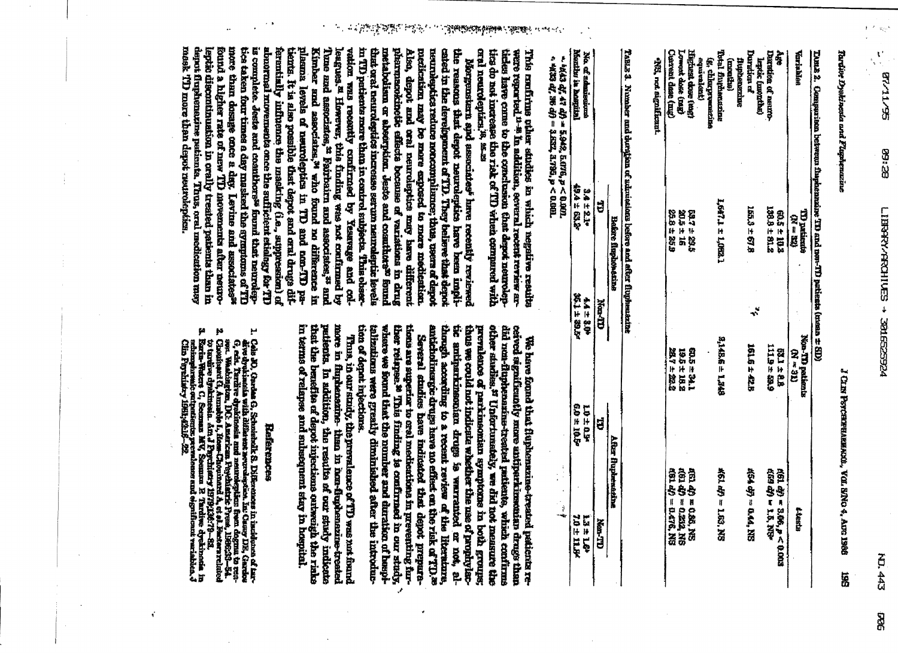TABLE 2. Comparison between fluphenazine TD and non-TD patients (mean ± SD)

| Variables | TD patients (N = 52) | Non-TD patients (N = 31) | *t* tests |
|---|---|---|---|
| Age | 60.5 ± 10.3 | 53.1 ± 8.8 | *t*(61 *df*) = 3.06, $p < 0.003$ |
| Duration of neuroleptic (months) | 130.8 ± 81.2 | 111.9 ± 59.9 | *t*(59 *df*) = 1.5, NS* |
| Duration of fluphenazine (months) | 155.3 ± 67.8 | 161.6 ± 42.8 | *t*(54 *df*) = 0.44, NS |
| Total fluphenazine (g, chlorpromazine equivalent) | 1,647.1 ± 1,082.1 | 2,148.6 ± 1,348 | *t*(61 *df*) = 1.63, NS |
| Highest dose (mg) | 58.7 ± 29.5 | 60.5 ± 34.1 | *t*(61 *df*) = 0.86, NS |
| Lowest dose (mg) | 20.5 ± 16 | 19.5 ± 18.2 | *t*(61 *df*) = 0.252, NS |
| Current dose (mg) | 25.8 ± 25.9 | 28.7 ± 22.2 | *t*(61 *df*) = 0.476, NS |

*NS, not significant.

TABLE 3. Number and duration of admissions before and after fluphenazine

| | Before fluphenazine | | After fluphenazine | |
|---|---|---|---|---|
| | TD | Non-TD | TD | Non-TD |
| No. of admissions | 3.4 ± 2.1[a] | 4.4 ± 3.0[a] | 1.0 ± 0.5[a] | 1.3 ± 1.6[a] |
| Months in hospital | 49.4 ± 63.3[b] | 36.1 ± 39.5[b] | 6.0 ± 10.5[b] | 7.0 ± 11.9[b] |

[a] *t*(43 *df*, 47 *df*) = 5.942, 5.076, $p < 0.001$.
[b] *t*(28 *df*, 36 *df*) = 3.851, 3.798, $p < 0.001$.

This confirms other studies in which negative results were reported.[21-24] In addition, several recent review articles have come to the conclusion that depot neuroleptics do not increase the risk of TD when compared with oral neuroleptics.[18, 25-28]

Morgenstern and associates[8] have recently reviewed the reasons that depot neuroleptics have been implicated in the development of TD. They believe that depot neuroleptics reduce noncompliance; thus, users of depot medication may be more exposed to more medication. Also, depot and oral neuroleptics may have different pharmacokinetic effects because of variations in drug metabolism or absorption. Jeste and coauthors[29] found that oral neuroleptics increase serum neuroleptic levels in TD patients more than in control subjects. This observation was recently confirmed by Yesavage and colleagues.[30] However, this finding was not confirmed by Tune and associates,[31] Fairbairn and associates,[32] and Kimber and associates,[33] who found no difference in plasma levels of neuroleptics in TD and non-TD patients. It is also possible that depot and oral drugs differentially influence the masking (i.e., suppression) of abnormal movements once the sufficient etiology for TD is complete. Jeste and coauthors[34] found that neuroleptics taken four times a day masked the symptoms of TD more than dosage once a day. Levine and associates[35] found a higher rate of new TD movements after neuroleptic discontinuation in orally treated patients than in depot fluphenazine patients. Thus, oral medication may mask TD more than depot neuroleptics.

We have found that fluphenazine-treated patients received significantly more antiparkinsonian drugs than did non-fluphenazine-treated patients, which confirms other studies.[37] Unfortunately, we did not measure the prevalence of parkinsonian symptoms in both groups; thus we could not indicate whether the use of prophylactic antiparkinsonian drugs is warranted or not, although according to a recent review of the literature, anticholinergic drugs have no effect on the risk of TD.[38]

Several studies have indicated that depot preparations are superior to oral medications in preventing further relapse.[39] This finding is confirmed in our study, where we found that the number and duration of hospitalizations were greatly diminished after the introduction of depot injections.

Thus, in our study, the prevalence of TD was not found more in fluphenazine- than in non-fluphenazine-treated patients. In addition, the results of our study indicate that the benefits of depot injections outweigh the risks in terms of relapse and subsequent stay in hospital.

## References

1. Gale JO, Gardos G, Schniebolk S. Differences in incidence of tardive dyskinesia with different neuroleptics. In: Casey DE, Gardos G, eds. Tardive dyskinesia and neuroleptics: from dogma to reason. Washington, DC: American Psychiatric Press, 1986:23–34.
2. Chouinard G, Annable L, Ross-Chouinard A, et al. Factors related to tardive dyskinesia. Am J Psychiatry 1979;136:79–83.
3. Barle-Weber C, Seeman MV, Seeman P. Tardive dyskinesia in schizophrenic outpatients: prevalence and significant variables. J Clin Psychiatry 1981;42:16–22.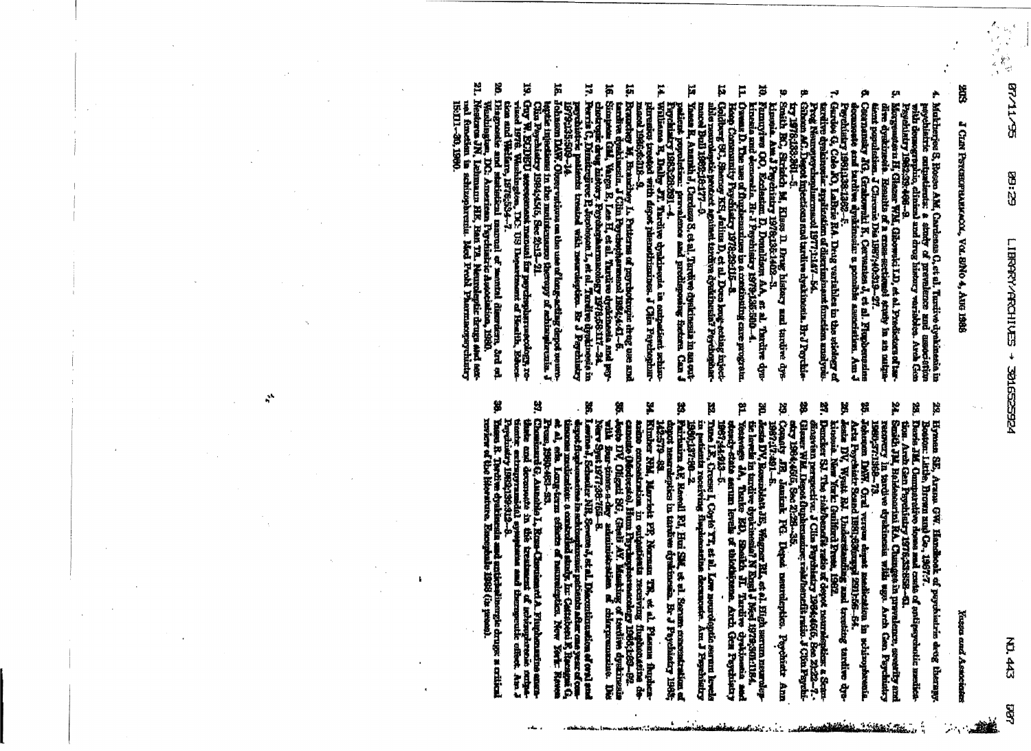4. Mukherjee S, Rosen AM, Cardenas C, et al. Tardive dyskinesia in psychiatric outpatients: a study of prevalence and association with demographic, clinical and drug history variables. Arch Gen Psychiatry 1982;39:466–9.
5. Morgenstern H, Glazer WM, Gibowski LD, et al. Predictors of tardive dyskinesia: Results of a cross-sectional study in an outpatient population. J Chronic Dis 1987;40:319–27.
6. Csernansky JG, Grabowski K, Cervantes J, et al. Fluphenazine decanoate and tardive dyskinesia: a possible association. Am J Psychiatry 1981;138:1362–5.
7. Gardos G, Cole JO, LaBrie RA. Drug variables in the etiology of tardive dyskinesia: application of discriminant function analysis. Prog Neuropsychopharmacol 1977;1:147–54.
8. Gibson AC. Depot injections and tardive dyskinesia. Br J Psychiatry 1978;132:361–5.
9. Smith RC, Strizich M, Klass D. Drug history and tardive dyskinesia. Am J Psychiatry 1978;135:1402–3.
10. Famuyiwa OO, Eccleston D, Donaldson AA, et al. Tardive dyskinesia and dementia. Br J Psychiatry 1979;135:500–4.
11. Owens D. The use of fluphenazine in a continuing care program. Hosp Community Psychiatry 1979;30:615–8.
12. Goldberg SC, Shenoy RS, Julian D, et al. Does long-acting injectable neuroleptic protect against tardive dyskinesia? Psychopharmacol Bull 1985;21:177–9.
13. Yassa R, Ananth J, Cordozo S, et al. Tardive dyskinesia in an outpatient population: prevalence and predisposing factors. Can J Psychiatry 1983;28:391–4.
14. Williams R, Dalby JT. Tardive dyskinesia in outpatient schizophrenics treated with depot phenothiazines. J Clin Psychopharmacol 1986;6:318–9.
15. Branchey M, Branchey L. Patterns of psychotropic drug use and tardive dyskinesia. J Clin Psychopharmacol 1984;4:41–5.
16. Simpson GM, Varga E, Lee JH, et al. Tardive dyskinesia and psychotropic drug history. Psychopharmacology 1978;58:117–24.
17. Perris C, Dimitrijevic P, Jacobsson L, et al. Tardive dyskinesia in psychiatric patients treated with neuroleptics. Br J Psychiatry 1979;135:509–14.
18. Johnson DAW. Observations on the use of long-acting depot neuroleptic injections in the maintenance therapy of schizophrenia. J Clin Psychiatry 1984;45(5, Sec 2):13–21.
19. Guy W. ECDEU assessment manual for psychopharmacology, revised 1976. Washington, DC: US Department of Health, Education and Welfare, 1976:534–7.
20. Diagnostic and statistical manual of mental disorders, 3rd ed. Washington, DC: American Psychiatric Association, 1980.
21. Nestoros JN, Lehmann HE, Ban TA. Neuroleptic drugs and sexual function in schizophrenia. Mod Probl Pharmacopsychiatry 15:111–30, 1980.
22. Hyman SE, Arana GW. Handbook of psychiatric drug therapy. Boston: Little, Brown and Co, 1987.
23. Davis JM. Comparative doses and costs of antipsychotic medication. Arch Gen Psychiatry 1976;33:858–61.
24. Smith JM, Baldessarini RJ. Changes in prevalence, severity and recovery in tardive dyskinesia with age. Arch Gen Psychiatry 1980;37:1368–73.
25. Johnson DAW. Oral versus depot medication in schizophrenia. Acta Psychiatr Scand 1981;63(suppl 291):65–84.
26. Jeste DV, Wyatt RJ. Understanding and treating tardive dyskinesia. New York: Guilford Press, 1982.
27. Dencker SJ. The risk/benefit ratio of depot neuroleptics: a Scandinavian perspective. J Clin Psychiatry 1984;45(5, Sec 2):22–7.
28. Glazer WM. Depot fluphenazine: risk/benefit ratio. J Clin Psychiatry 1984;45(5, Sec 2):28–35.
29. Csernansky JG, Janicak PG. Depot neuroleptics. Psychiatr Ann 1987;17:481–5.
30. Jeste DV, Rosenblatt JE, Wagner RL, et al. High serum neuroleptic levels in tardive dyskinesia? N Engl J Med 1979;301:1184.
31. Yesavage JA, Tanke ED, Sheikh JI. Tardive dyskinesia and steady-state serum levels of thiothixene. Arch Gen Psychiatry 1987;44:913–5.
32. Tune LE, Creese I, Coyle JT, et al. Low neuroleptic serum levels in patients receiving fluphenazine decanoate. Am J Psychiatry 1980;137:80–2.
33. Fairbairn AF, Rowell FJ, Hui SM, et al. Serum concentration of depot neuroleptics in tardive dyskinesia. Br J Psychiatry 1983;142:579–83.
34. Kimber NM, Marriott PF, Norman TR, et al. Plasma fluphenazine concentrations in outpatients receiving fluphenazine decanoate (Modecate). Hum Psychopharmacol 1986;1:83–92.
35. Jeste DV, Olgiati SG, Ghali AY. Masking of tardive dyskinesia with four-times-a-day administration of chlorpromazine. Dis Nerv Syst 1977;38:755–8.
36. Levine J, Schooler NR, Severe J, et al. Discontinuation of oral and depot fluphenazine in schizophrenic patients after one year of continuous medication: a controlled study. In: Cattabeni F, Racagni G, et al, eds. Long-term effects of neuroleptics. New York: Raven Press, 1980:483–93.
37. Chouinard G, Annable L, Ross-Chouinard A. Fluphenazine enanthate and decanoate in the treatment of schizophrenic outpatients: extrapyramidal symptoms and therapeutic effect. Am J Psychiatry 1982;139:312–8.
38. Yassa R. Tardive dyskinesia and anticholinergic drugs: a critical review of the literature. Encephale 1988 (in press).